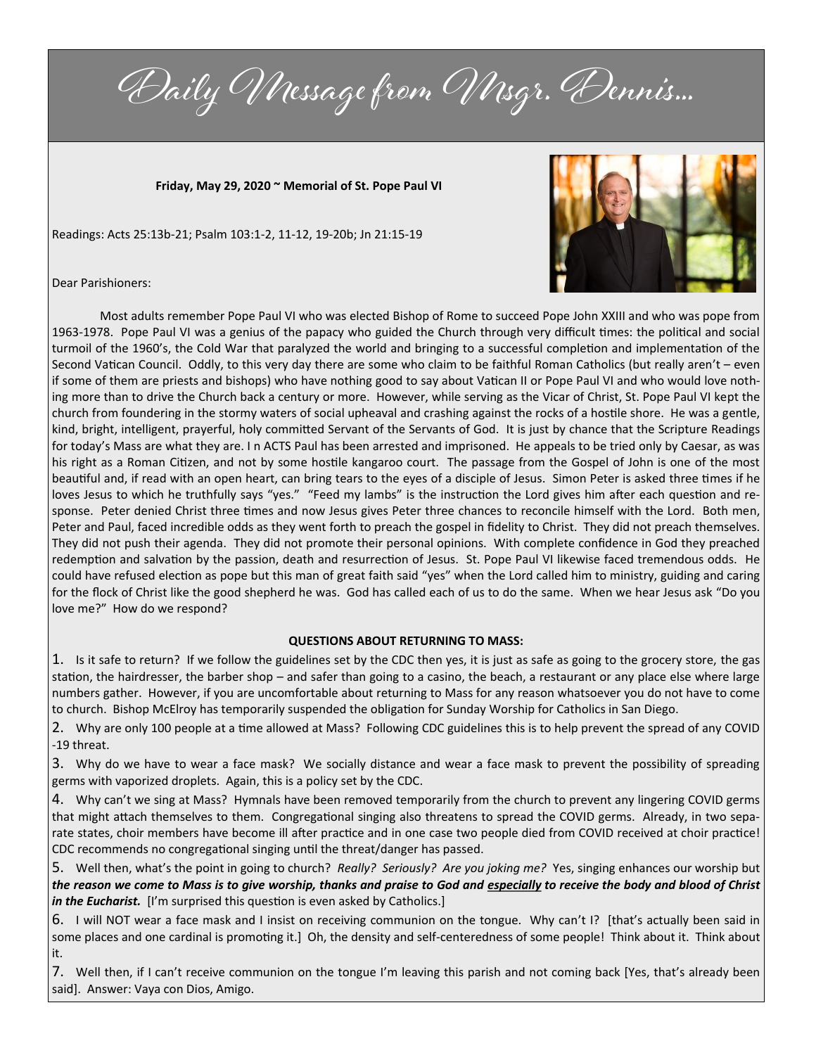# Daily Message from Msgr. Dennis...

**Friday, May 29, 2020 ~ Memorial of St. Pope Paul VI**

Readings: Acts 25:13b-21; Psalm 103:1-2, 11-12, 19-20b; Jn 21:15-19

Dear Parishioners:

Most adults remember Pope Paul VI who was elected Bishop of Rome to succeed Pope John XXIII and who was pope from 1963-1978. Pope Paul VI was a genius of the papacy who guided the Church through very difficult times: the political and social turmoil of the 1960's, the Cold War that paralyzed the world and bringing to a successful completion and implementation of the Second Vatican Council. Oddly, to this very day there are some who claim to be faithful Roman Catholics (but really aren't – even if some of them are priests and bishops) who have nothing good to say about Vatican II or Pope Paul VI and who would love nothing more than to drive the Church back a century or more. However, while serving as the Vicar of Christ, St. Pope Paul VI kept the church from foundering in the stormy waters of social upheaval and crashing against the rocks of a hostile shore. He was a gentle, kind, bright, intelligent, prayerful, holy committed Servant of the Servants of God. It is just by chance that the Scripture Readings for today's Mass are what they are. I n ACTS Paul has been arrested and imprisoned. He appeals to be tried only by Caesar, as was his right as a Roman Citizen, and not by some hostile kangaroo court. The passage from the Gospel of John is one of the most beautiful and, if read with an open heart, can bring tears to the eyes of a disciple of Jesus. Simon Peter is asked three times if he loves Jesus to which he truthfully says "yes." "Feed my lambs" is the instruction the Lord gives him after each question and response. Peter denied Christ three times and now Jesus gives Peter three chances to reconcile himself with the Lord. Both men, Peter and Paul, faced incredible odds as they went forth to preach the gospel in fidelity to Christ. They did not preach themselves. They did not push their agenda. They did not promote their personal opinions. With complete confidence in God they preached redemption and salvation by the passion, death and resurrection of Jesus. St. Pope Paul VI likewise faced tremendous odds. He could have refused election as pope but this man of great faith said "yes" when the Lord called him to ministry, guiding and caring for the flock of Christ like the good shepherd he was. God has called each of us to do the same. When we hear Jesus ask "Do you love me?" How do we respond?

**QUESTIONS ABOUT RETURNING TO MASS:**

1. Is it safe to return? If we follow the guidelines set by the CDC then yes, it is just as safe as going to the grocery store, the gas station, the hairdresser, the barber shop – and safer than going to a casino, the beach, a restaurant or any place else where large numbers gather. However, if you are uncomfortable about returning to Mass for any reason whatsoever you do not have to come to church. Bishop McElroy has temporarily suspended the obligation for Sunday Worship for Catholics in San Diego.

2. Why are only 100 people at a time allowed at Mass? Following CDC guidelines this is to help prevent the spread of any COVID-19 threat.

3. Why do we have to wear a face mask? We socially distance and wear a face mask to prevent the possibility of spreading germs with vaporized droplets. Again, this is a policy set by the CDC.

4. Why can't we sing at Mass? Hymnals have been removed temporarily from the church to prevent any lingering COVID germs that might attach themselves to them. Congregational singing also threatens to spread the COVID germs. Already, in two separate states, choir members have become ill after practice and in one case two people died from COVID received at choir practice! CDC recommends no congregational singing until the threat/danger has passed.

5. Well then, what's the point in going to church? *Really? Seriously? Are you joking me?* Yes, singing enhances our worship but ***the reason we come to Mass is to give worship, thanks and praise to God and especially to receive the body and blood of Christ in the Eucharist.*** [I'm surprised this question is even asked by Catholics.]

6. I will NOT wear a face mask and I insist on receiving communion on the tongue. Why can't I? [that's actually been said in some places and one cardinal is promoting it.] Oh, the density and self-centeredness of some people! Think about it. Think about it.

7. Well then, if I can't receive communion on the tongue I'm leaving this parish and not coming back [Yes, that's already been said]. Answer: Vaya con Dios, Amigo.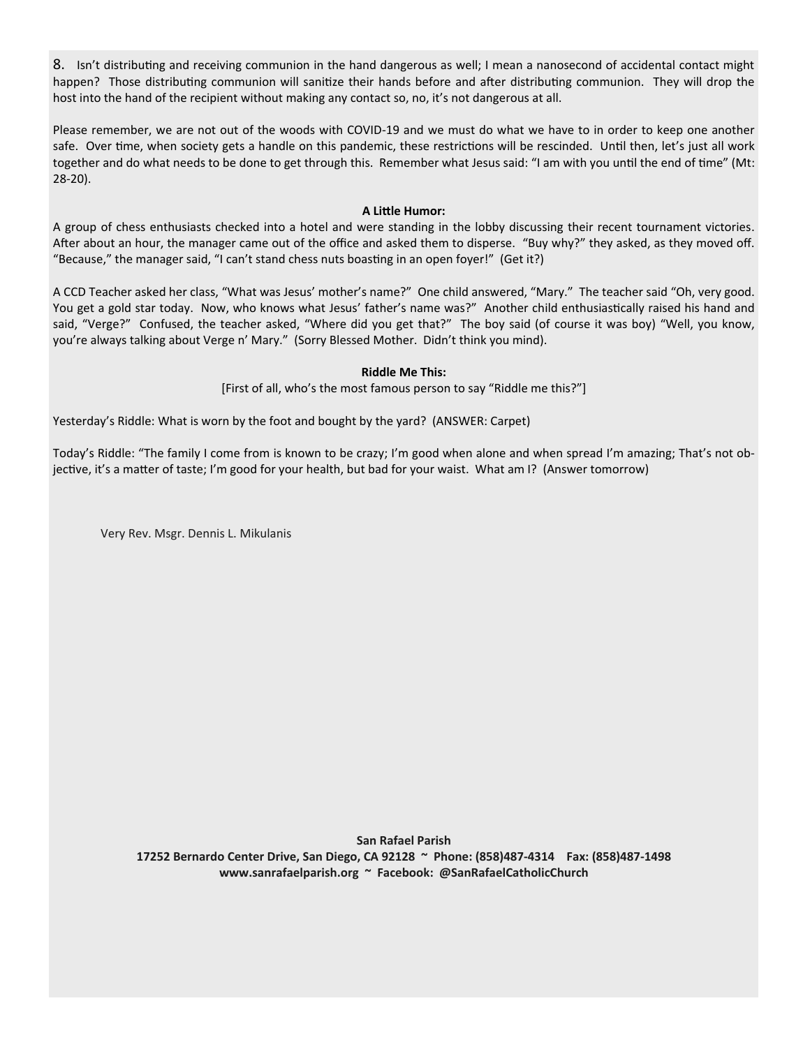8. Isn't distributing and receiving communion in the hand dangerous as well; I mean a nanosecond of accidental contact might happen? Those distributing communion will sanitize their hands before and after distributing communion. They will drop the host into the hand of the recipient without making any contact so, no, it's not dangerous at all.

Please remember, we are not out of the woods with COVID-19 and we must do what we have to in order to keep one another safe. Over time, when society gets a handle on this pandemic, these restrictions will be rescinded. Until then, let's just all work together and do what needs to be done to get through this. Remember what Jesus said: "I am with you until the end of time" (Mt: 28-20).

**A Little Humor:**

A group of chess enthusiasts checked into a hotel and were standing in the lobby discussing their recent tournament victories. After about an hour, the manager came out of the office and asked them to disperse. "Buy why?" they asked, as they moved off. "Because," the manager said, "I can't stand chess nuts boasting in an open foyer!" (Get it?)

A CCD Teacher asked her class, "What was Jesus' mother's name?" One child answered, "Mary." The teacher said "Oh, very good. You get a gold star today. Now, who knows what Jesus' father's name was?" Another child enthusiastically raised his hand and said, "Verge?" Confused, the teacher asked, "Where did you get that?" The boy said (of course it was boy) "Well, you know, you're always talking about Verge n' Mary." (Sorry Blessed Mother. Didn't think you mind).

**Riddle Me This:**

[First of all, who's the most famous person to say "Riddle me this?"]

Yesterday's Riddle: What is worn by the foot and bought by the yard? (ANSWER: Carpet)

Today's Riddle: "The family I come from is known to be crazy; I'm good when alone and when spread I'm amazing; That's not objective, it's a matter of taste; I'm good for your health, but bad for your waist. What am I? (Answer tomorrow)

Very Rev. Msgr. Dennis L. Mikulanis

**San Rafael Parish**
**17252 Bernardo Center Drive, San Diego, CA 92128 ~ Phone: (858)487-4314 Fax: (858)487-1498**
**www.sanrafaelparish.org ~ Facebook: @SanRafaelCatholicChurch**